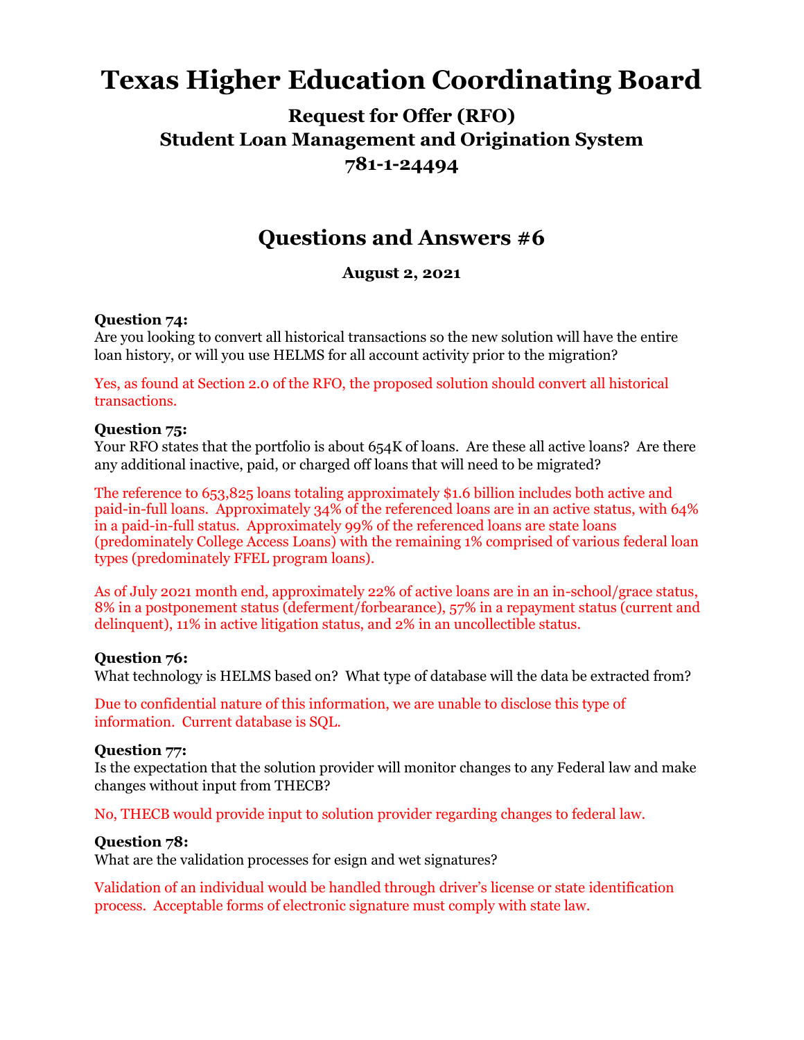# Texas Higher Education Coordinating Board

## Request for Offer (RFO)
## Student Loan Management and Origination System
## 781-1-24494

## Questions and Answers #6

**August 2, 2021**

**Question 74:**
Are you looking to convert all historical transactions so the new solution will have the entire loan history, or will you use HELMS for all account activity prior to the migration?

Yes, as found at Section 2.0 of the RFO, the proposed solution should convert all historical transactions.

**Question 75:**
Your RFO states that the portfolio is about 654K of loans. Are these all active loans? Are there any additional inactive, paid, or charged off loans that will need to be migrated?

The reference to 653,825 loans totaling approximately $1.6 billion includes both active and paid-in-full loans. Approximately 34% of the referenced loans are in an active status, with 64% in a paid-in-full status. Approximately 99% of the referenced loans are state loans (predominately College Access Loans) with the remaining 1% comprised of various federal loan types (predominately FFEL program loans).

As of July 2021 month end, approximately 22% of active loans are in an in-school/grace status, 8% in a postponement status (deferment/forbearance), 57% in a repayment status (current and delinquent), 11% in active litigation status, and 2% in an uncollectible status.

**Question 76:**
What technology is HELMS based on? What type of database will the data be extracted from?

Due to confidential nature of this information, we are unable to disclose this type of information. Current database is SQL.

**Question 77:**
Is the expectation that the solution provider will monitor changes to any Federal law and make changes without input from THECB?

No, THECB would provide input to solution provider regarding changes to federal law.

**Question 78:**
What are the validation processes for esign and wet signatures?

Validation of an individual would be handled through driver's license or state identification process. Acceptable forms of electronic signature must comply with state law.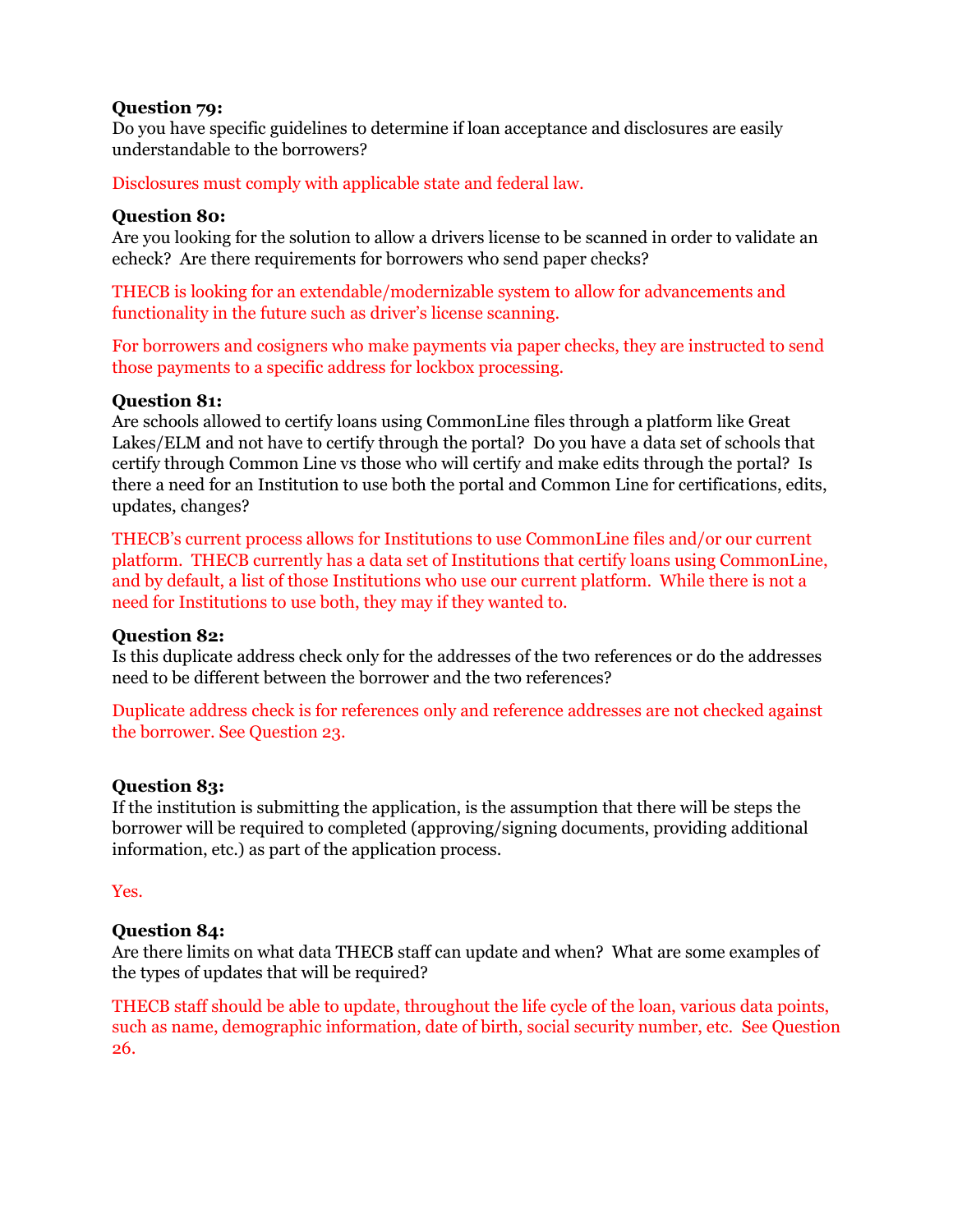**Question 79:**
Do you have specific guidelines to determine if loan acceptance and disclosures are easily understandable to the borrowers?

Disclosures must comply with applicable state and federal law.

**Question 80:**
Are you looking for the solution to allow a drivers license to be scanned in order to validate an echeck? Are there requirements for borrowers who send paper checks?

THECB is looking for an extendable/modernizable system to allow for advancements and functionality in the future such as driver's license scanning.

For borrowers and cosigners who make payments via paper checks, they are instructed to send those payments to a specific address for lockbox processing.

**Question 81:**
Are schools allowed to certify loans using CommonLine files through a platform like Great Lakes/ELM and not have to certify through the portal? Do you have a data set of schools that certify through Common Line vs those who will certify and make edits through the portal? Is there a need for an Institution to use both the portal and Common Line for certifications, edits, updates, changes?

THECB's current process allows for Institutions to use CommonLine files and/or our current platform. THECB currently has a data set of Institutions that certify loans using CommonLine, and by default, a list of those Institutions who use our current platform. While there is not a need for Institutions to use both, they may if they wanted to.

**Question 82:**
Is this duplicate address check only for the addresses of the two references or do the addresses need to be different between the borrower and the two references?

Duplicate address check is for references only and reference addresses are not checked against the borrower. See Question 23.

**Question 83:**
If the institution is submitting the application, is the assumption that there will be steps the borrower will be required to completed (approving/signing documents, providing additional information, etc.) as part of the application process.

Yes.

**Question 84:**
Are there limits on what data THECB staff can update and when? What are some examples of the types of updates that will be required?

THECB staff should be able to update, throughout the life cycle of the loan, various data points, such as name, demographic information, date of birth, social security number, etc. See Question 26.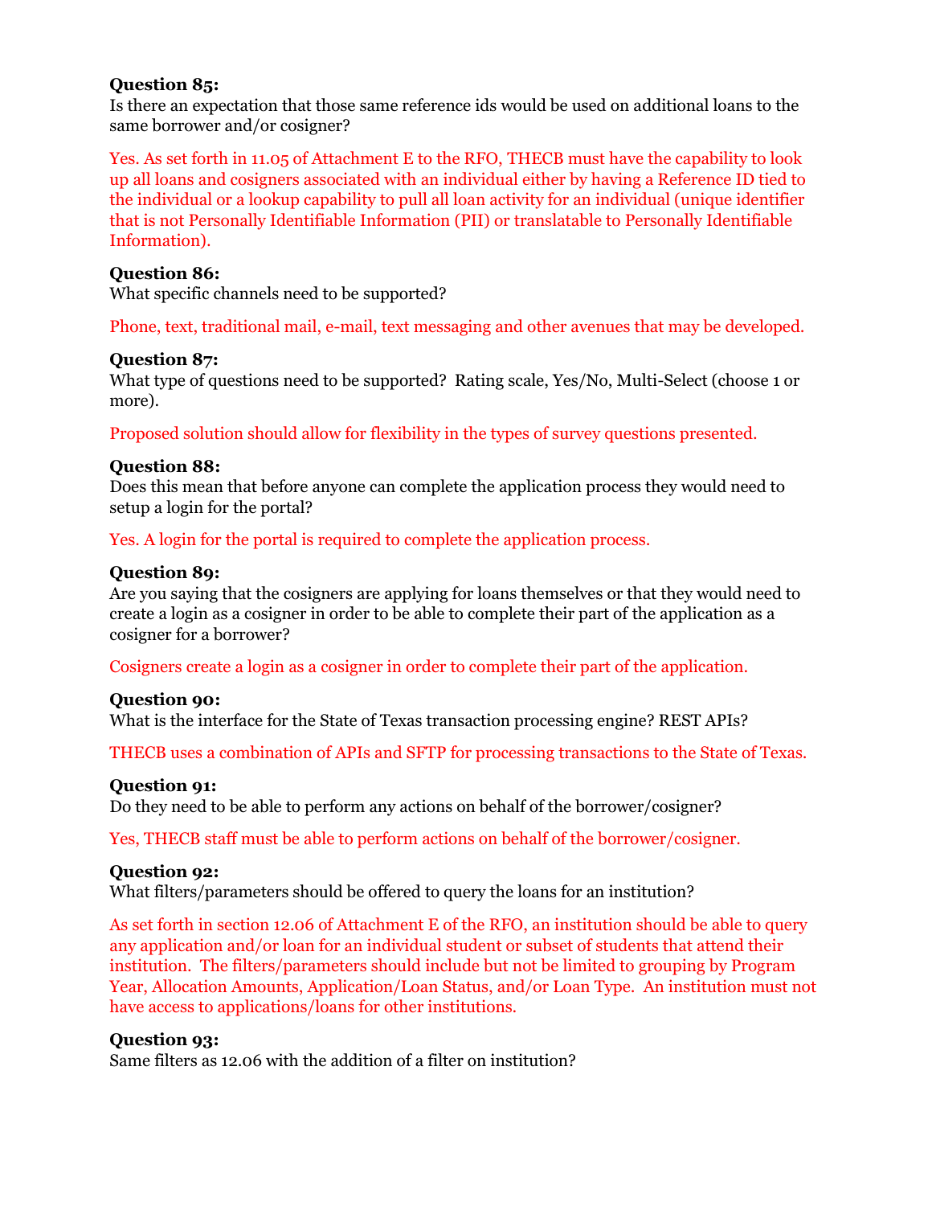**Question 85:**
Is there an expectation that those same reference ids would be used on additional loans to the same borrower and/or cosigner?

Yes. As set forth in 11.05 of Attachment E to the RFO, THECB must have the capability to look up all loans and cosigners associated with an individual either by having a Reference ID tied to the individual or a lookup capability to pull all loan activity for an individual (unique identifier that is not Personally Identifiable Information (PII) or translatable to Personally Identifiable Information).

**Question 86:**
What specific channels need to be supported?

Phone, text, traditional mail, e-mail, text messaging and other avenues that may be developed.

**Question 87:**
What type of questions need to be supported? Rating scale, Yes/No, Multi-Select (choose 1 or more).

Proposed solution should allow for flexibility in the types of survey questions presented.

**Question 88:**
Does this mean that before anyone can complete the application process they would need to setup a login for the portal?

Yes. A login for the portal is required to complete the application process.

**Question 89:**
Are you saying that the cosigners are applying for loans themselves or that they would need to create a login as a cosigner in order to be able to complete their part of the application as a cosigner for a borrower?

Cosigners create a login as a cosigner in order to complete their part of the application.

**Question 90:**
What is the interface for the State of Texas transaction processing engine? REST APIs?

THECB uses a combination of APIs and SFTP for processing transactions to the State of Texas.

**Question 91:**
Do they need to be able to perform any actions on behalf of the borrower/cosigner?

Yes, THECB staff must be able to perform actions on behalf of the borrower/cosigner.

**Question 92:**
What filters/parameters should be offered to query the loans for an institution?

As set forth in section 12.06 of Attachment E of the RFO, an institution should be able to query any application and/or loan for an individual student or subset of students that attend their institution. The filters/parameters should include but not be limited to grouping by Program Year, Allocation Amounts, Application/Loan Status, and/or Loan Type. An institution must not have access to applications/loans for other institutions.

**Question 93:**
Same filters as 12.06 with the addition of a filter on institution?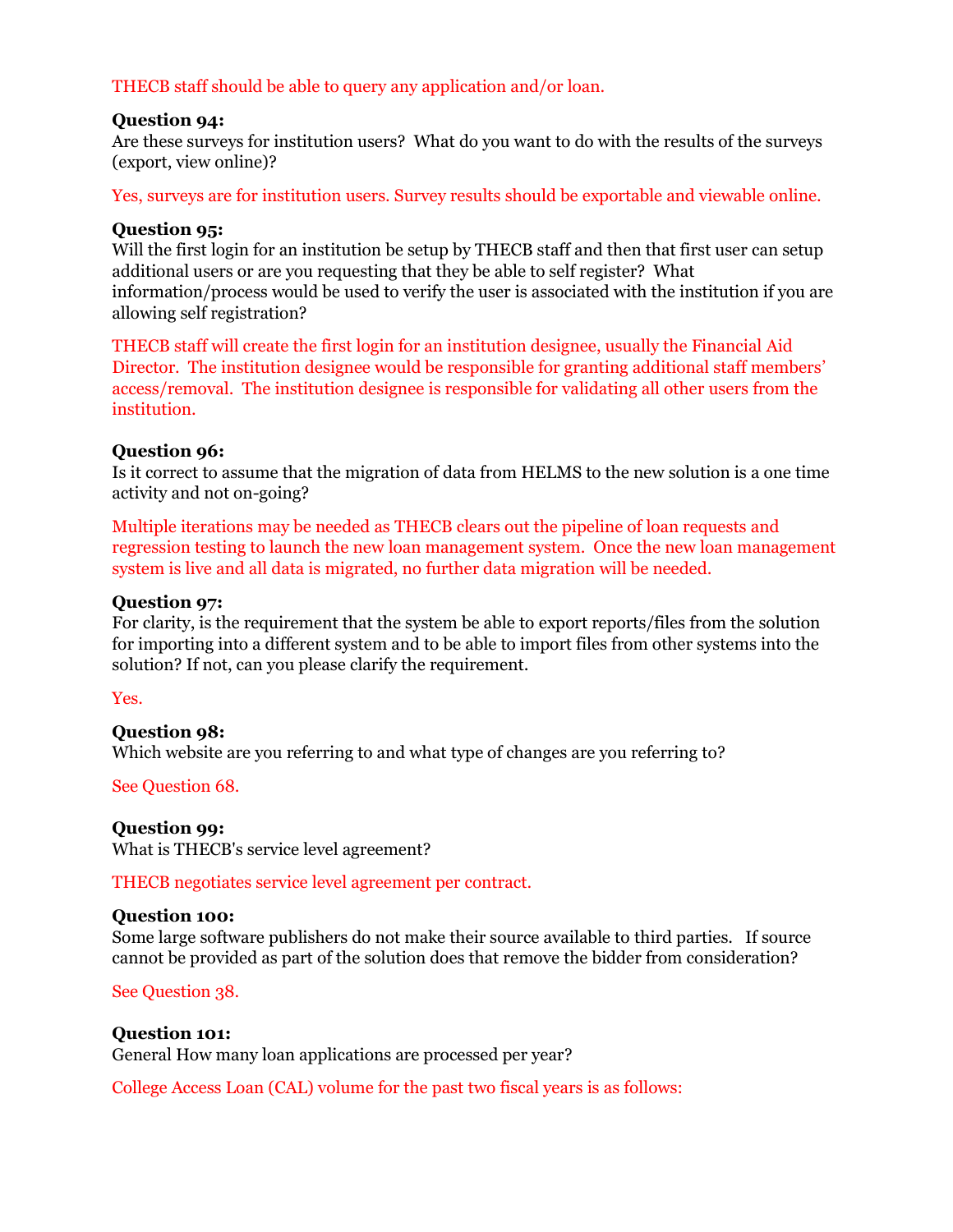THECB staff should be able to query any application and/or loan.

**Question 94:**
Are these surveys for institution users? What do you want to do with the results of the surveys (export, view online)?

Yes, surveys are for institution users. Survey results should be exportable and viewable online.

**Question 95:**
Will the first login for an institution be setup by THECB staff and then that first user can setup additional users or are you requesting that they be able to self register? What information/process would be used to verify the user is associated with the institution if you are allowing self registration?

THECB staff will create the first login for an institution designee, usually the Financial Aid Director. The institution designee would be responsible for granting additional staff members' access/removal. The institution designee is responsible for validating all other users from the institution.

**Question 96:**
Is it correct to assume that the migration of data from HELMS to the new solution is a one time activity and not on-going?

Multiple iterations may be needed as THECB clears out the pipeline of loan requests and regression testing to launch the new loan management system. Once the new loan management system is live and all data is migrated, no further data migration will be needed.

**Question 97:**
For clarity, is the requirement that the system be able to export reports/files from the solution for importing into a different system and to be able to import files from other systems into the solution? If not, can you please clarify the requirement.

Yes.

**Question 98:**
Which website are you referring to and what type of changes are you referring to?

See Question 68.

**Question 99:**
What is THECB's service level agreement?

THECB negotiates service level agreement per contract.

**Question 100:**
Some large software publishers do not make their source available to third parties. If source cannot be provided as part of the solution does that remove the bidder from consideration?

See Question 38.

**Question 101:**
General How many loan applications are processed per year?

College Access Loan (CAL) volume for the past two fiscal years is as follows: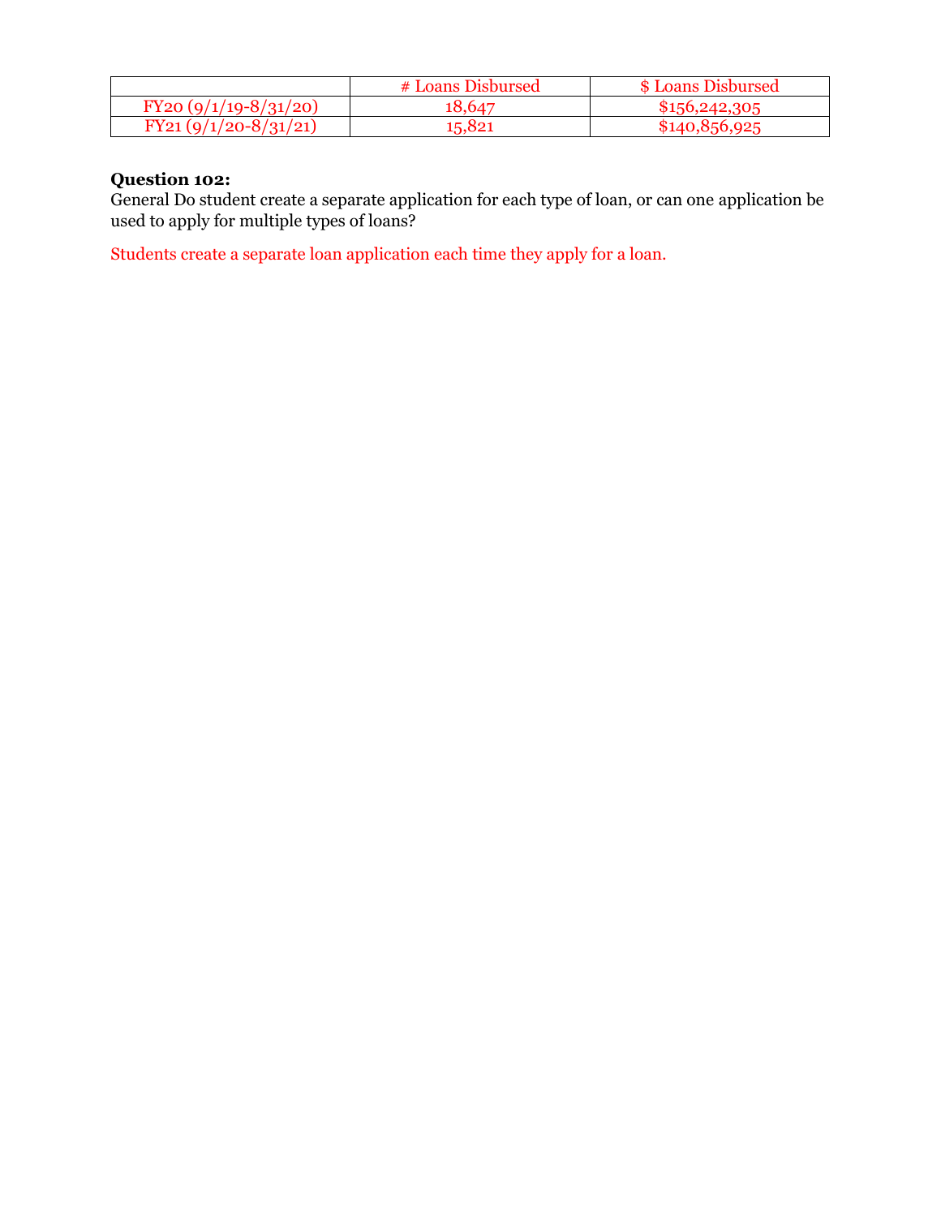| | # Loans Disbursed | $ Loans Disbursed |
|---|---|---|
| FY20 (9/1/19-8/31/20) | 18,647 | $156,242,305 |
| FY21 (9/1/20-8/31/21) | 15,821 | $140,856,925 |

**Question 102:**
General Do student create a separate application for each type of loan, or can one application be used to apply for multiple types of loans?

Students create a separate loan application each time they apply for a loan.